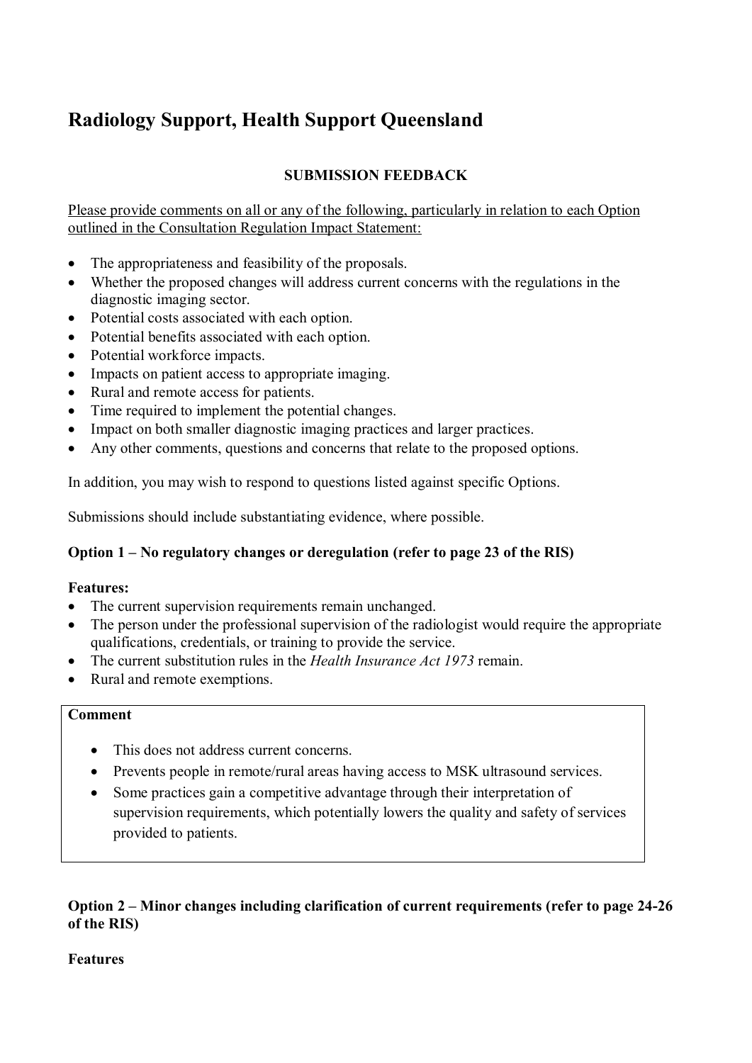# Radiology Support, Health Support Queensland

**SUBMISSION FEEDBACK**

Please provide comments on all or any of the following, particularly in relation to each Option outlined in the Consultation Regulation Impact Statement:

- The appropriateness and feasibility of the proposals.
- Whether the proposed changes will address current concerns with the regulations in the diagnostic imaging sector.
- Potential costs associated with each option.
- Potential benefits associated with each option.
- Potential workforce impacts.
- Impacts on patient access to appropriate imaging.
- Rural and remote access for patients.
- Time required to implement the potential changes.
- Impact on both smaller diagnostic imaging practices and larger practices.
- Any other comments, questions and concerns that relate to the proposed options.

In addition, you may wish to respond to questions listed against specific Options.

Submissions should include substantiating evidence, where possible.

**Option 1 – No regulatory changes or deregulation (refer to page 23 of the RIS)**

**Features:**

- The current supervision requirements remain unchanged.
- The person under the professional supervision of the radiologist would require the appropriate qualifications, credentials, or training to provide the service.
- The current substitution rules in the *Health Insurance Act 1973* remain.
- Rural and remote exemptions.

**Comment**

- This does not address current concerns.
- Prevents people in remote/rural areas having access to MSK ultrasound services.
- Some practices gain a competitive advantage through their interpretation of supervision requirements, which potentially lowers the quality and safety of services provided to patients.

**Option 2 – Minor changes including clarification of current requirements (refer to page 24-26 of the RIS)**

**Features**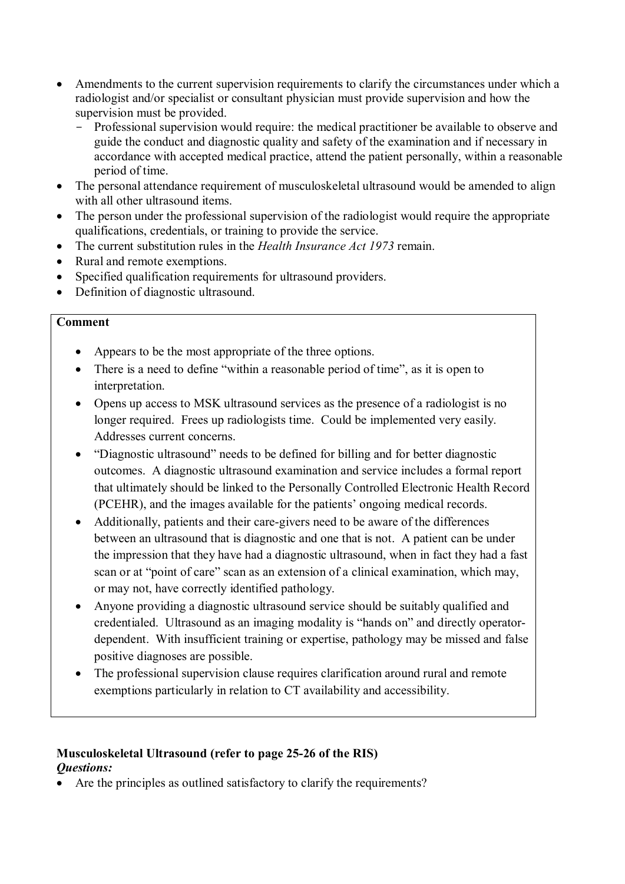- Amendments to the current supervision requirements to clarify the circumstances under which a radiologist and/or specialist or consultant physician must provide supervision and how the supervision must be provided.
  - Professional supervision would require: the medical practitioner be available to observe and guide the conduct and diagnostic quality and safety of the examination and if necessary in accordance with accepted medical practice, attend the patient personally, within a reasonable period of time.
- The personal attendance requirement of musculoskeletal ultrasound would be amended to align with all other ultrasound items.
- The person under the professional supervision of the radiologist would require the appropriate qualifications, credentials, or training to provide the service.
- The current substitution rules in the *Health Insurance Act 1973* remain.
- Rural and remote exemptions.
- Specified qualification requirements for ultrasound providers.
- Definition of diagnostic ultrasound.

**Comment**

- Appears to be the most appropriate of the three options.
- There is a need to define "within a reasonable period of time", as it is open to interpretation.
- Opens up access to MSK ultrasound services as the presence of a radiologist is no longer required. Frees up radiologists time. Could be implemented very easily. Addresses current concerns.
- "Diagnostic ultrasound" needs to be defined for billing and for better diagnostic outcomes. A diagnostic ultrasound examination and service includes a formal report that ultimately should be linked to the Personally Controlled Electronic Health Record (PCEHR), and the images available for the patients' ongoing medical records.
- Additionally, patients and their care-givers need to be aware of the differences between an ultrasound that is diagnostic and one that is not. A patient can be under the impression that they have had a diagnostic ultrasound, when in fact they had a fast scan or at "point of care" scan as an extension of a clinical examination, which may, or may not, have correctly identified pathology.
- Anyone providing a diagnostic ultrasound service should be suitably qualified and credentialed. Ultrasound as an imaging modality is "hands on" and directly operator-dependent. With insufficient training or expertise, pathology may be missed and false positive diagnoses are possible.
- The professional supervision clause requires clarification around rural and remote exemptions particularly in relation to CT availability and accessibility.

**Musculoskeletal Ultrasound (refer to page 25-26 of the RIS)**

***Questions:***

- Are the principles as outlined satisfactory to clarify the requirements?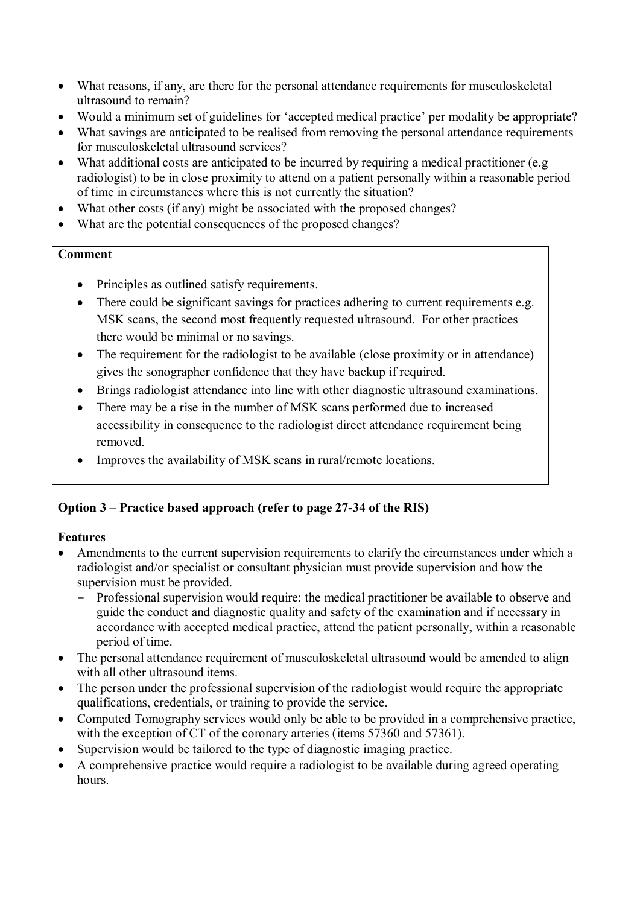- What reasons, if any, are there for the personal attendance requirements for musculoskeletal ultrasound to remain?
- Would a minimum set of guidelines for 'accepted medical practice' per modality be appropriate?
- What savings are anticipated to be realised from removing the personal attendance requirements for musculoskeletal ultrasound services?
- What additional costs are anticipated to be incurred by requiring a medical practitioner (e.g radiologist) to be in close proximity to attend on a patient personally within a reasonable period of time in circumstances where this is not currently the situation?
- What other costs (if any) might be associated with the proposed changes?
- What are the potential consequences of the proposed changes?

**Comment**

- Principles as outlined satisfy requirements.
- There could be significant savings for practices adhering to current requirements e.g. MSK scans, the second most frequently requested ultrasound. For other practices there would be minimal or no savings.
- The requirement for the radiologist to be available (close proximity or in attendance) gives the sonographer confidence that they have backup if required.
- Brings radiologist attendance into line with other diagnostic ultrasound examinations.
- There may be a rise in the number of MSK scans performed due to increased accessibility in consequence to the radiologist direct attendance requirement being removed.
- Improves the availability of MSK scans in rural/remote locations.

**Option 3 – Practice based approach (refer to page 27-34 of the RIS)**

**Features**

- Amendments to the current supervision requirements to clarify the circumstances under which a radiologist and/or specialist or consultant physician must provide supervision and how the supervision must be provided.
  - Professional supervision would require: the medical practitioner be available to observe and guide the conduct and diagnostic quality and safety of the examination and if necessary in accordance with accepted medical practice, attend the patient personally, within a reasonable period of time.
- The personal attendance requirement of musculoskeletal ultrasound would be amended to align with all other ultrasound items.
- The person under the professional supervision of the radiologist would require the appropriate qualifications, credentials, or training to provide the service.
- Computed Tomography services would only be able to be provided in a comprehensive practice, with the exception of CT of the coronary arteries (items 57360 and 57361).
- Supervision would be tailored to the type of diagnostic imaging practice.
- A comprehensive practice would require a radiologist to be available during agreed operating hours.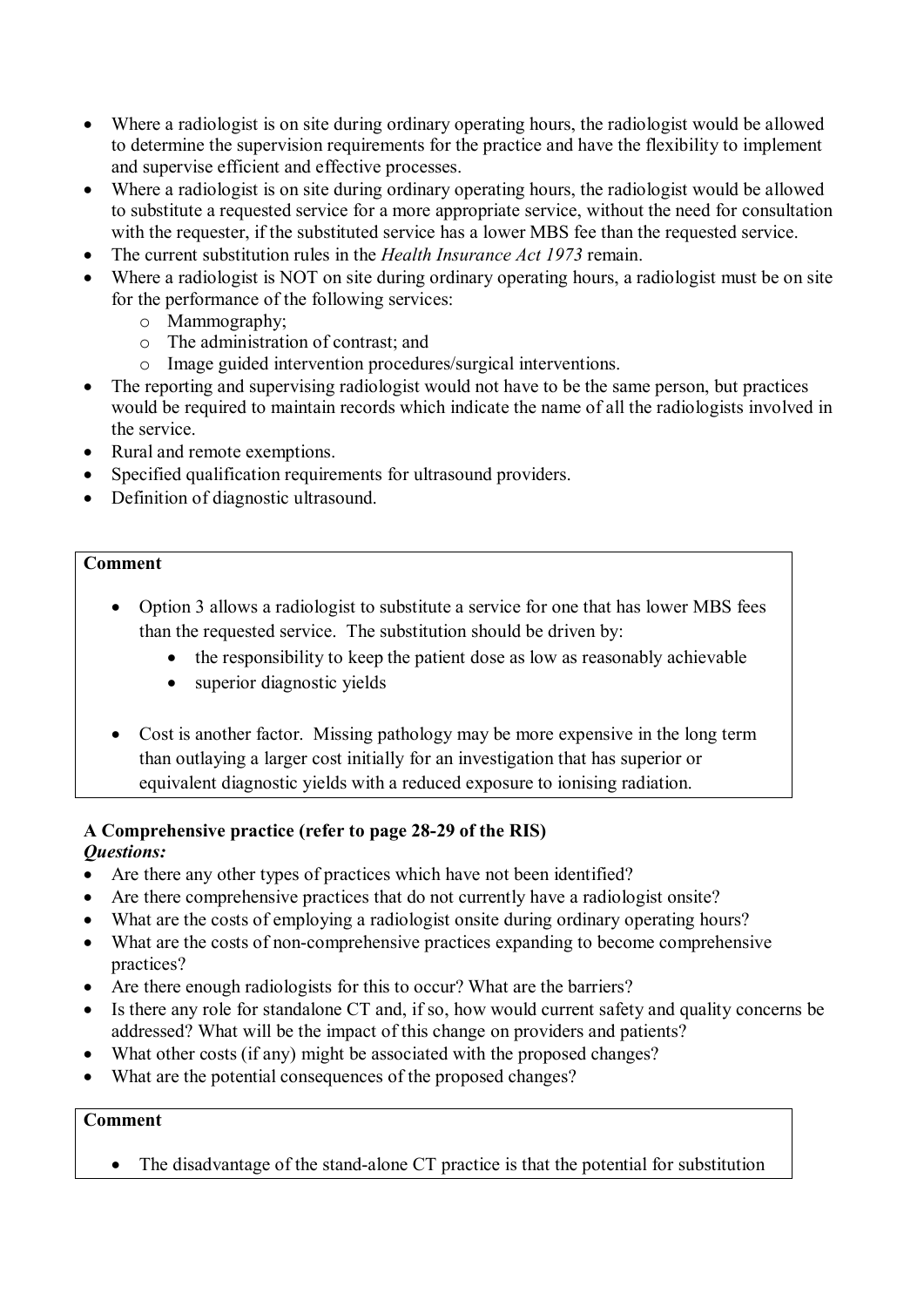- Where a radiologist is on site during ordinary operating hours, the radiologist would be allowed to determine the supervision requirements for the practice and have the flexibility to implement and supervise efficient and effective processes.
- Where a radiologist is on site during ordinary operating hours, the radiologist would be allowed to substitute a requested service for a more appropriate service, without the need for consultation with the requester, if the substituted service has a lower MBS fee than the requested service.
- The current substitution rules in the *Health Insurance Act 1973* remain.
- Where a radiologist is NOT on site during ordinary operating hours, a radiologist must be on site for the performance of the following services:
  - Mammography;
  - The administration of contrast; and
  - Image guided intervention procedures/surgical interventions.
- The reporting and supervising radiologist would not have to be the same person, but practices would be required to maintain records which indicate the name of all the radiologists involved in the service.
- Rural and remote exemptions.
- Specified qualification requirements for ultrasound providers.
- Definition of diagnostic ultrasound.

**Comment**

- Option 3 allows a radiologist to substitute a service for one that has lower MBS fees than the requested service. The substitution should be driven by:
  - the responsibility to keep the patient dose as low as reasonably achievable
  - superior diagnostic yields
- Cost is another factor. Missing pathology may be more expensive in the long term than outlaying a larger cost initially for an investigation that has superior or equivalent diagnostic yields with a reduced exposure to ionising radiation.

**A Comprehensive practice (refer to page 28-29 of the RIS)**
***Questions:***

- Are there any other types of practices which have not been identified?
- Are there comprehensive practices that do not currently have a radiologist onsite?
- What are the costs of employing a radiologist onsite during ordinary operating hours?
- What are the costs of non-comprehensive practices expanding to become comprehensive practices?
- Are there enough radiologists for this to occur? What are the barriers?
- Is there any role for standalone CT and, if so, how would current safety and quality concerns be addressed? What will be the impact of this change on providers and patients?
- What other costs (if any) might be associated with the proposed changes?
- What are the potential consequences of the proposed changes?

**Comment**

- The disadvantage of the stand-alone CT practice is that the potential for substitution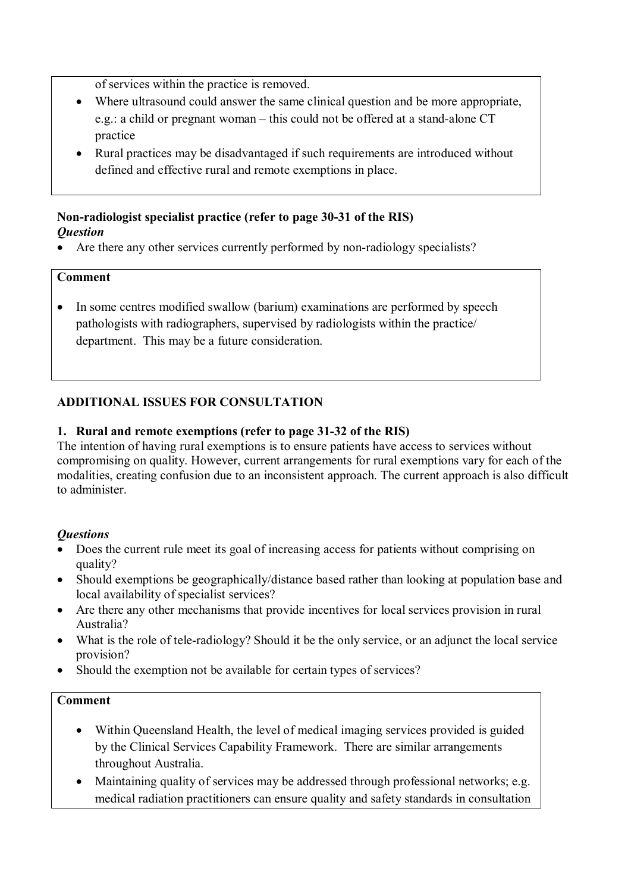of services within the practice is removed.

- Where ultrasound could answer the same clinical question and be more appropriate, e.g.: a child or pregnant woman – this could not be offered at a stand-alone CT practice
- Rural practices may be disadvantaged if such requirements are introduced without defined and effective rural and remote exemptions in place.

**Non-radiologist specialist practice (refer to page 30-31 of the RIS)**
***Question***

- Are there any other services currently performed by non-radiology specialists?

**Comment**

- In some centres modified swallow (barium) examinations are performed by speech pathologists with radiographers, supervised by radiologists within the practice/ department. This may be a future consideration.

## ADDITIONAL ISSUES FOR CONSULTATION

### 1. Rural and remote exemptions (refer to page 31-32 of the RIS)

The intention of having rural exemptions is to ensure patients have access to services without compromising on quality. However, current arrangements for rural exemptions vary for each of the modalities, creating confusion due to an inconsistent approach. The current approach is also difficult to administer.

***Questions***

- Does the current rule meet its goal of increasing access for patients without comprising on quality?
- Should exemptions be geographically/distance based rather than looking at population base and local availability of specialist services?
- Are there any other mechanisms that provide incentives for local services provision in rural Australia?
- What is the role of tele-radiology? Should it be the only service, or an adjunct the local service provision?
- Should the exemption not be available for certain types of services?

**Comment**

- Within Queensland Health, the level of medical imaging services provided is guided by the Clinical Services Capability Framework. There are similar arrangements throughout Australia.
- Maintaining quality of services may be addressed through professional networks; e.g. medical radiation practitioners can ensure quality and safety standards in consultation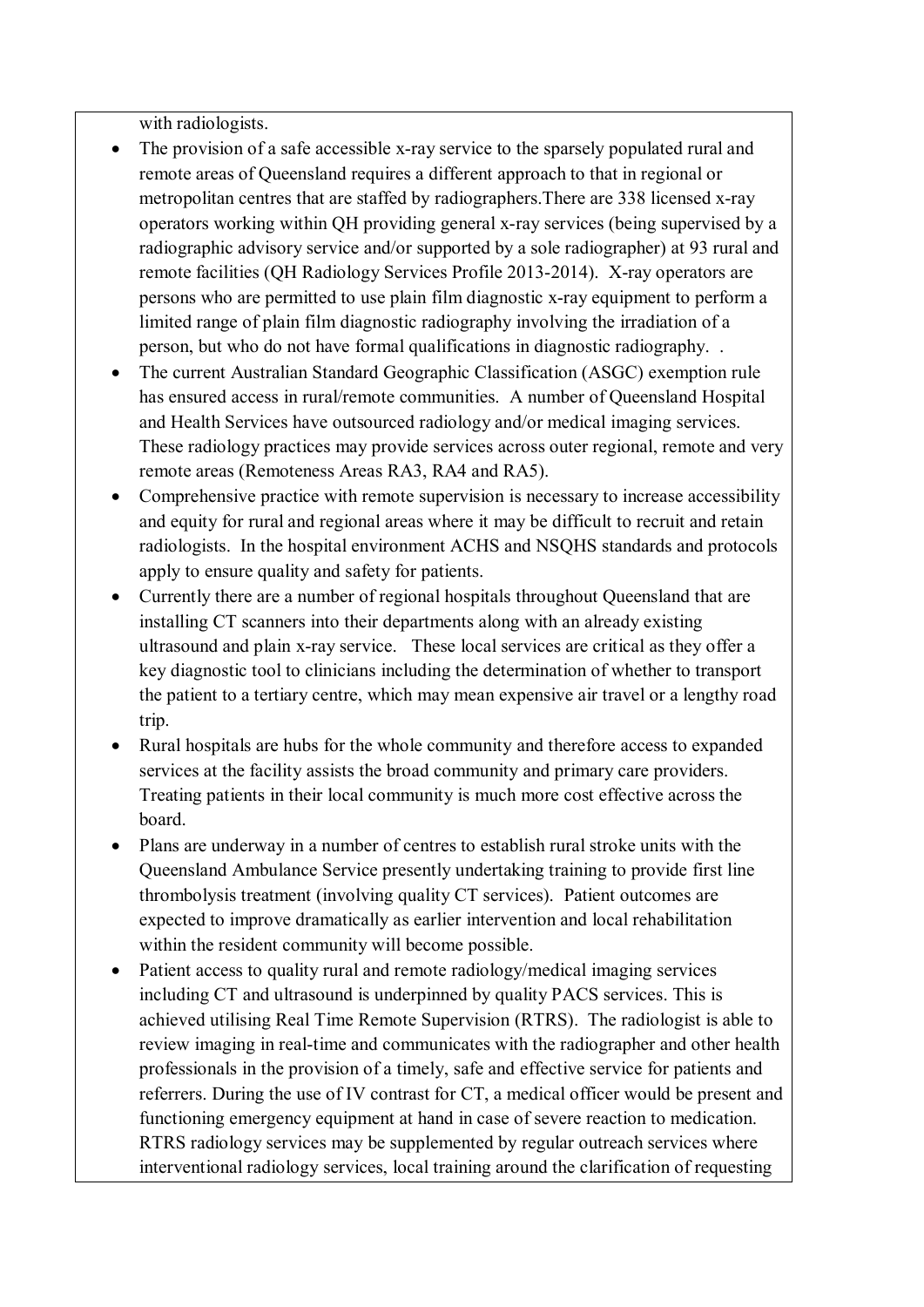with radiologists.

- The provision of a safe accessible x-ray service to the sparsely populated rural and remote areas of Queensland requires a different approach to that in regional or metropolitan centres that are staffed by radiographers.There are 338 licensed x-ray operators working within QH providing general x-ray services (being supervised by a radiographic advisory service and/or supported by a sole radiographer) at 93 rural and remote facilities (QH Radiology Services Profile 2013-2014). X-ray operators are persons who are permitted to use plain film diagnostic x-ray equipment to perform a limited range of plain film diagnostic radiography involving the irradiation of a person, but who do not have formal qualifications in diagnostic radiography. .
- The current Australian Standard Geographic Classification (ASGC) exemption rule has ensured access in rural/remote communities. A number of Queensland Hospital and Health Services have outsourced radiology and/or medical imaging services. These radiology practices may provide services across outer regional, remote and very remote areas (Remoteness Areas RA3, RA4 and RA5).
- Comprehensive practice with remote supervision is necessary to increase accessibility and equity for rural and regional areas where it may be difficult to recruit and retain radiologists. In the hospital environment ACHS and NSQHS standards and protocols apply to ensure quality and safety for patients.
- Currently there are a number of regional hospitals throughout Queensland that are installing CT scanners into their departments along with an already existing ultrasound and plain x-ray service. These local services are critical as they offer a key diagnostic tool to clinicians including the determination of whether to transport the patient to a tertiary centre, which may mean expensive air travel or a lengthy road trip.
- Rural hospitals are hubs for the whole community and therefore access to expanded services at the facility assists the broad community and primary care providers. Treating patients in their local community is much more cost effective across the board.
- Plans are underway in a number of centres to establish rural stroke units with the Queensland Ambulance Service presently undertaking training to provide first line thrombolysis treatment (involving quality CT services). Patient outcomes are expected to improve dramatically as earlier intervention and local rehabilitation within the resident community will become possible.
- Patient access to quality rural and remote radiology/medical imaging services including CT and ultrasound is underpinned by quality PACS services. This is achieved utilising Real Time Remote Supervision (RTRS). The radiologist is able to review imaging in real-time and communicates with the radiographer and other health professionals in the provision of a timely, safe and effective service for patients and referrers. During the use of IV contrast for CT, a medical officer would be present and functioning emergency equipment at hand in case of severe reaction to medication. RTRS radiology services may be supplemented by regular outreach services where interventional radiology services, local training around the clarification of requesting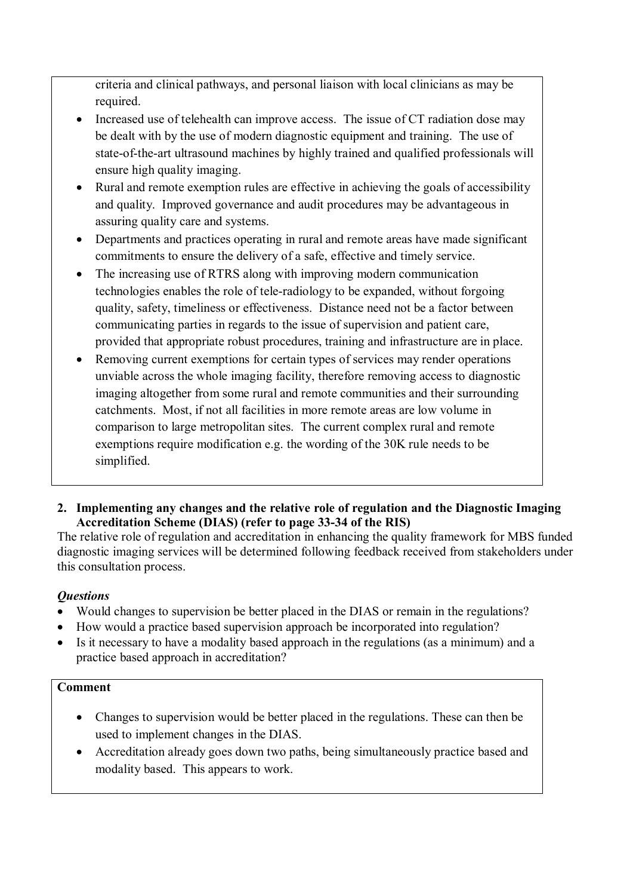criteria and clinical pathways, and personal liaison with local clinicians as may be required.

- Increased use of telehealth can improve access. The issue of CT radiation dose may be dealt with by the use of modern diagnostic equipment and training. The use of state-of-the-art ultrasound machines by highly trained and qualified professionals will ensure high quality imaging.
- Rural and remote exemption rules are effective in achieving the goals of accessibility and quality. Improved governance and audit procedures may be advantageous in assuring quality care and systems.
- Departments and practices operating in rural and remote areas have made significant commitments to ensure the delivery of a safe, effective and timely service.
- The increasing use of RTRS along with improving modern communication technologies enables the role of tele-radiology to be expanded, without forgoing quality, safety, timeliness or effectiveness. Distance need not be a factor between communicating parties in regards to the issue of supervision and patient care, provided that appropriate robust procedures, training and infrastructure are in place.
- Removing current exemptions for certain types of services may render operations unviable across the whole imaging facility, therefore removing access to diagnostic imaging altogether from some rural and remote communities and their surrounding catchments. Most, if not all facilities in more remote areas are low volume in comparison to large metropolitan sites. The current complex rural and remote exemptions require modification e.g. the wording of the 30K rule needs to be simplified.

**2. Implementing any changes and the relative role of regulation and the Diagnostic Imaging Accreditation Scheme (DIAS) (refer to page 33-34 of the RIS)**

The relative role of regulation and accreditation in enhancing the quality framework for MBS funded diagnostic imaging services will be determined following feedback received from stakeholders under this consultation process.

***Questions***

- Would changes to supervision be better placed in the DIAS or remain in the regulations?
- How would a practice based supervision approach be incorporated into regulation?
- Is it necessary to have a modality based approach in the regulations (as a minimum) and a practice based approach in accreditation?

**Comment**

- Changes to supervision would be better placed in the regulations. These can then be used to implement changes in the DIAS.
- Accreditation already goes down two paths, being simultaneously practice based and modality based. This appears to work.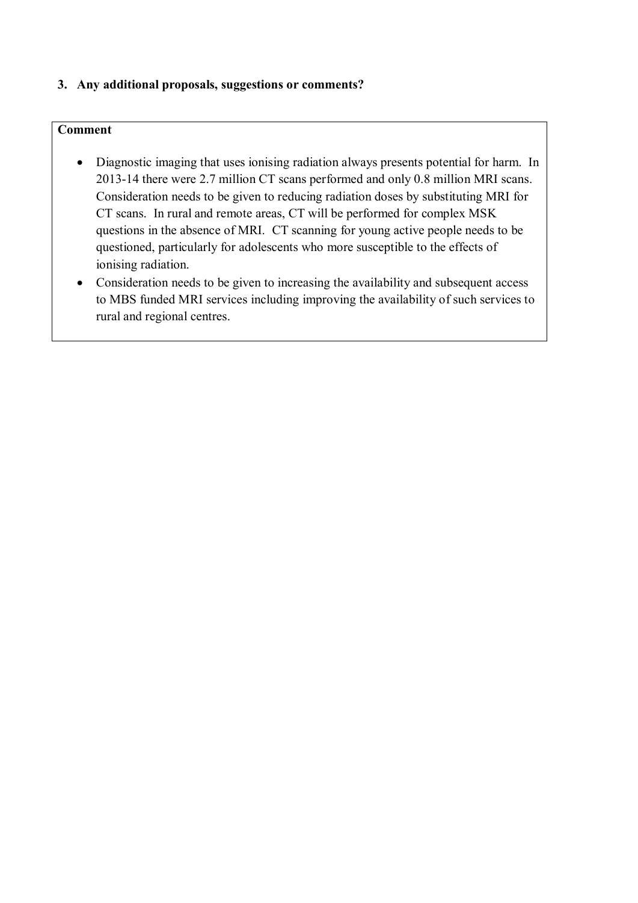**3. Any additional proposals, suggestions or comments?**

**Comment**

- Diagnostic imaging that uses ionising radiation always presents potential for harm. In 2013-14 there were 2.7 million CT scans performed and only 0.8 million MRI scans. Consideration needs to be given to reducing radiation doses by substituting MRI for CT scans. In rural and remote areas, CT will be performed for complex MSK questions in the absence of MRI. CT scanning for young active people needs to be questioned, particularly for adolescents who more susceptible to the effects of ionising radiation.
- Consideration needs to be given to increasing the availability and subsequent access to MBS funded MRI services including improving the availability of such services to rural and regional centres.